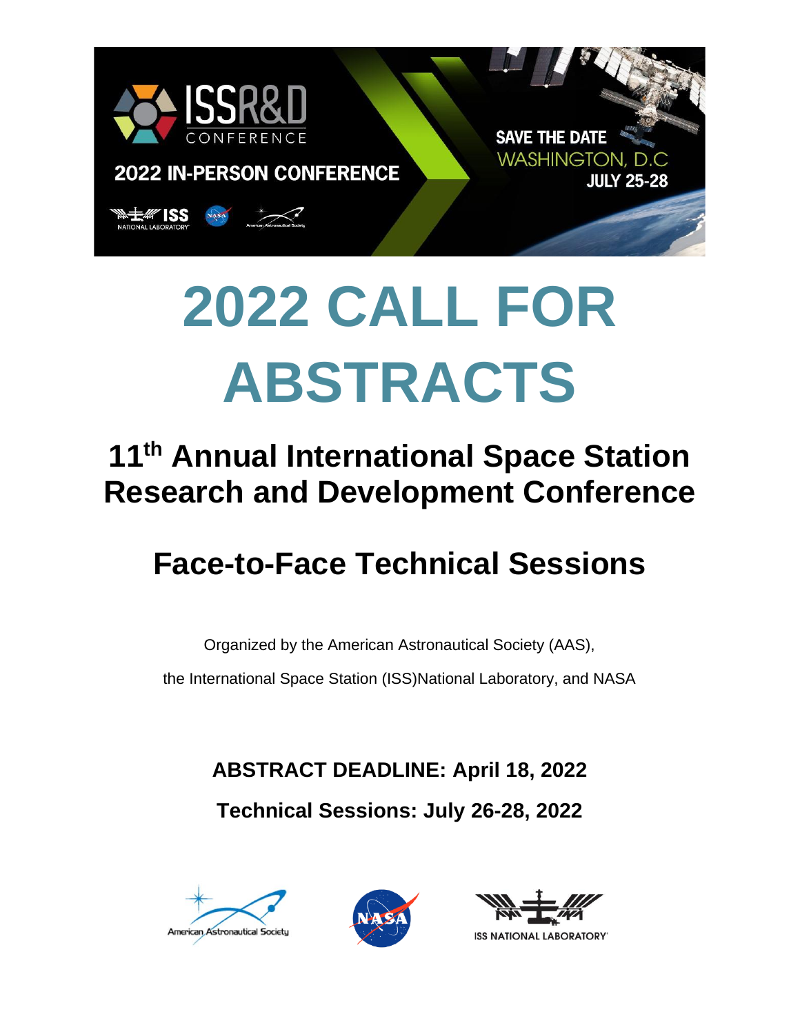# 2022 CALL FOR ABSTRACTS

## 11th Annual International Space Station Research and Development Conference

## Face-to-Face Technical Sessions

Organized by the American Astronautical Society (AAS),

the International Space Station (ISS)National Laboratory, and NASA

**ABSTRACT DEADLINE: April 18, 2022**

**Technical Sessions: July 26-28, 2022**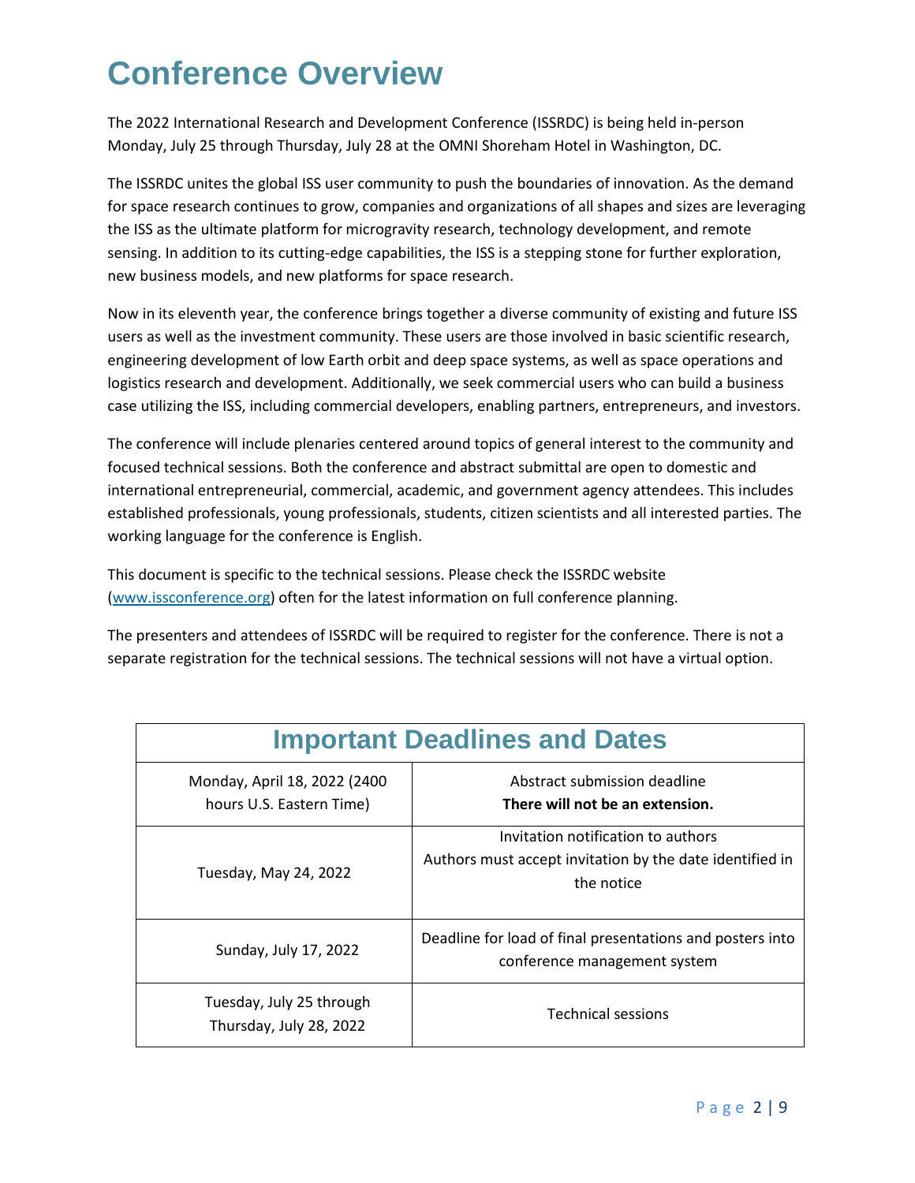# Conference Overview

The 2022 International Research and Development Conference (ISSRDC) is being held in-person Monday, July 25 through Thursday, July 28 at the OMNI Shoreham Hotel in Washington, DC.

The ISSRDC unites the global ISS user community to push the boundaries of innovation. As the demand for space research continues to grow, companies and organizations of all shapes and sizes are leveraging the ISS as the ultimate platform for microgravity research, technology development, and remote sensing. In addition to its cutting-edge capabilities, the ISS is a stepping stone for further exploration, new business models, and new platforms for space research.

Now in its eleventh year, the conference brings together a diverse community of existing and future ISS users as well as the investment community. These users are those involved in basic scientific research, engineering development of low Earth orbit and deep space systems, as well as space operations and logistics research and development. Additionally, we seek commercial users who can build a business case utilizing the ISS, including commercial developers, enabling partners, entrepreneurs, and investors.

The conference will include plenaries centered around topics of general interest to the community and focused technical sessions. Both the conference and abstract submittal are open to domestic and international entrepreneurial, commercial, academic, and government agency attendees. This includes established professionals, young professionals, students, citizen scientists and all interested parties. The working language for the conference is English.

This document is specific to the technical sessions. Please check the ISSRDC website ([www.issconference.org](http://www.issconference.org)) often for the latest information on full conference planning.

The presenters and attendees of ISSRDC will be required to register for the conference. There is not a separate registration for the technical sessions. The technical sessions will not have a virtual option.

| Important Deadlines and Dates | |
|---|---|
| Monday, April 18, 2022 (2400 hours U.S. Eastern Time) | Abstract submission deadline **There will not be an extension.** |
| Tuesday, May 24, 2022 | Invitation notification to authors Authors must accept invitation by the date identified in the notice |
| Sunday, July 17, 2022 | Deadline for load of final presentations and posters into conference management system |
| Tuesday, July 25 through Thursday, July 28, 2022 | Technical sessions |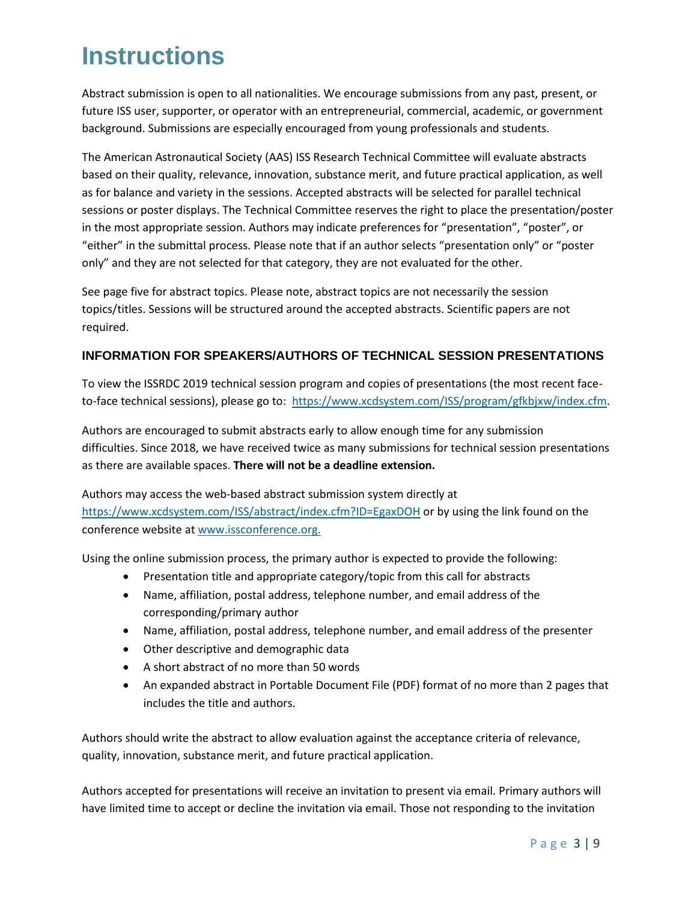# Instructions

Abstract submission is open to all nationalities. We encourage submissions from any past, present, or future ISS user, supporter, or operator with an entrepreneurial, commercial, academic, or government background. Submissions are especially encouraged from young professionals and students.

The American Astronautical Society (AAS) ISS Research Technical Committee will evaluate abstracts based on their quality, relevance, innovation, substance merit, and future practical application, as well as for balance and variety in the sessions. Accepted abstracts will be selected for parallel technical sessions or poster displays. The Technical Committee reserves the right to place the presentation/poster in the most appropriate session. Authors may indicate preferences for "presentation", "poster", or "either" in the submittal process. Please note that if an author selects "presentation only" or "poster only" and they are not selected for that category, they are not evaluated for the other.

See page five for abstract topics. Please note, abstract topics are not necessarily the session topics/titles. Sessions will be structured around the accepted abstracts. Scientific papers are not required.

### INFORMATION FOR SPEAKERS/AUTHORS OF TECHNICAL SESSION PRESENTATIONS

To view the ISSRDC 2019 technical session program and copies of presentations (the most recent face-to-face technical sessions), please go to: [https://www.xcdsystem.com/ISS/program/gfkbjxw/index.cfm](https://www.xcdsystem.com/ISS/program/gfkbjxw/index.cfm).

Authors are encouraged to submit abstracts early to allow enough time for any submission difficulties. Since 2018, we have received twice as many submissions for technical session presentations as there are available spaces. **There will not be a deadline extension.**

Authors may access the web-based abstract submission system directly at [https://www.xcdsystem.com/ISS/abstract/index.cfm?ID=EgaxDOH](https://www.xcdsystem.com/ISS/abstract/index.cfm?ID=EgaxDOH) or by using the link found on the conference website at [www.issconference.org.](http://www.issconference.org)

Using the online submission process, the primary author is expected to provide the following:

- Presentation title and appropriate category/topic from this call for abstracts
- Name, affiliation, postal address, telephone number, and email address of the corresponding/primary author
- Name, affiliation, postal address, telephone number, and email address of the presenter
- Other descriptive and demographic data
- A short abstract of no more than 50 words
- An expanded abstract in Portable Document File (PDF) format of no more than 2 pages that includes the title and authors.

Authors should write the abstract to allow evaluation against the acceptance criteria of relevance, quality, innovation, substance merit, and future practical application.

Authors accepted for presentations will receive an invitation to present via email. Primary authors will have limited time to accept or decline the invitation via email. Those not responding to the invitation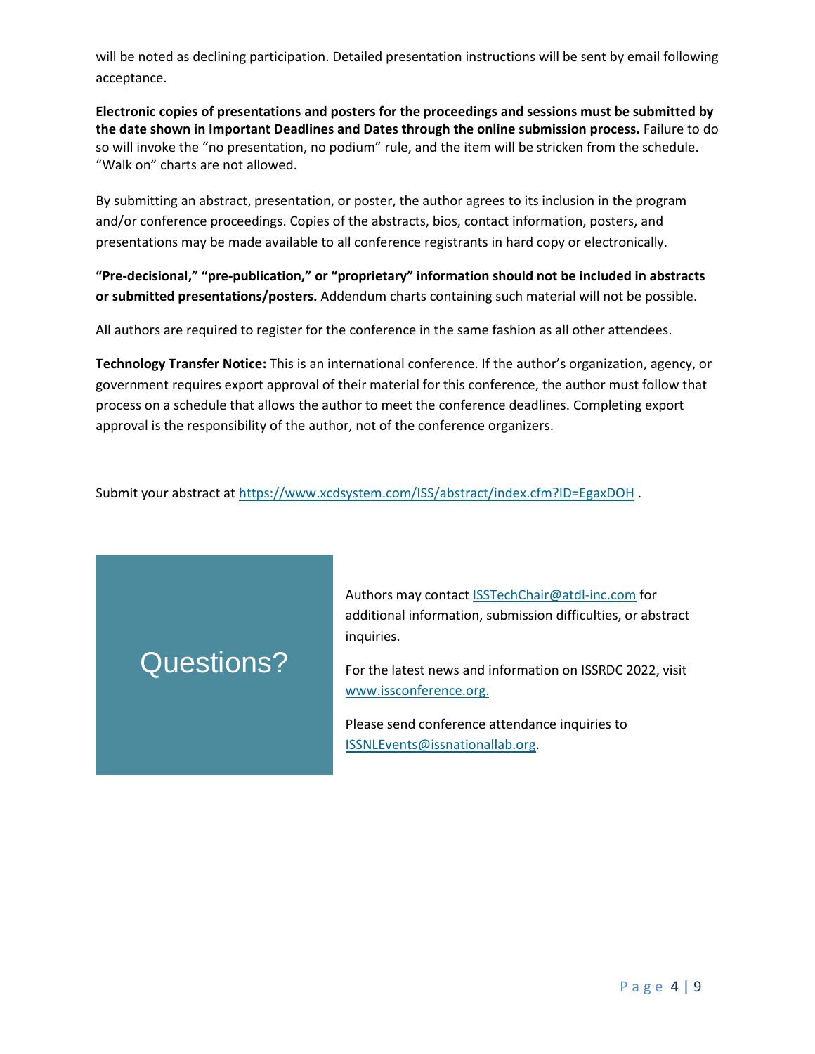will be noted as declining participation. Detailed presentation instructions will be sent by email following acceptance.

**Electronic copies of presentations and posters for the proceedings and sessions must be submitted by the date shown in Important Deadlines and Dates through the online submission process.** Failure to do so will invoke the "no presentation, no podium" rule, and the item will be stricken from the schedule. "Walk on" charts are not allowed.

By submitting an abstract, presentation, or poster, the author agrees to its inclusion in the program and/or conference proceedings. Copies of the abstracts, bios, contact information, posters, and presentations may be made available to all conference registrants in hard copy or electronically.

**"Pre-decisional," "pre-publication," or "proprietary" information should not be included in abstracts or submitted presentations/posters.** Addendum charts containing such material will not be possible.

All authors are required to register for the conference in the same fashion as all other attendees.

**Technology Transfer Notice:** This is an international conference. If the author's organization, agency, or government requires export approval of their material for this conference, the author must follow that process on a schedule that allows the author to meet the conference deadlines. Completing export approval is the responsibility of the author, not of the conference organizers.

Submit your abstract at https://www.xcdsystem.com/ISS/abstract/index.cfm?ID=EgaxDOH .

## Questions?

Authors may contact ISSTechChair@atdl-inc.com for additional information, submission difficulties, or abstract inquiries.

For the latest news and information on ISSRDC 2022, visit www.issconference.org.

Please send conference attendance inquiries to ISSNLEvents@issnationallab.org.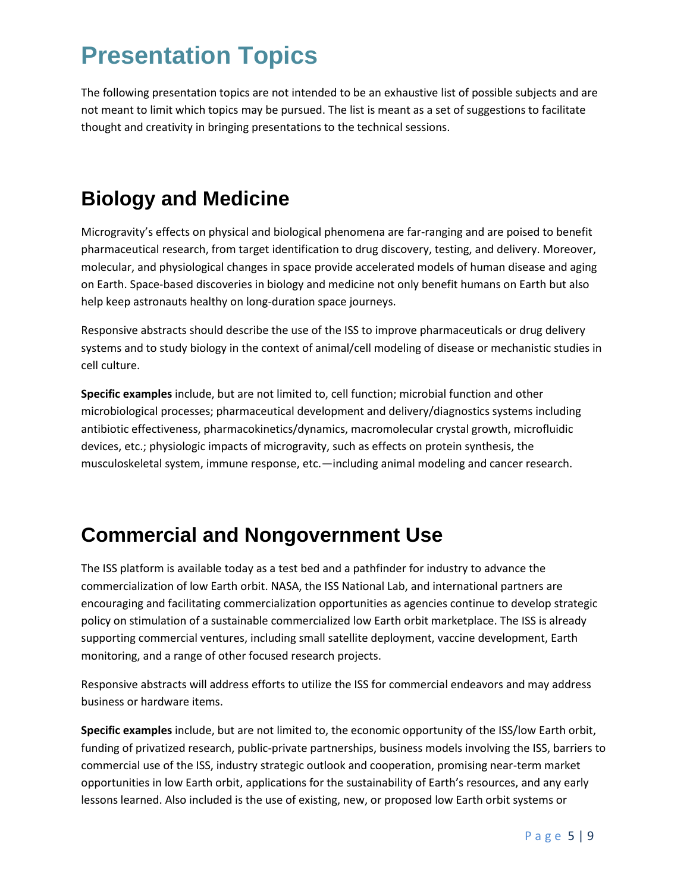# Presentation Topics

The following presentation topics are not intended to be an exhaustive list of possible subjects and are not meant to limit which topics may be pursued. The list is meant as a set of suggestions to facilitate thought and creativity in bringing presentations to the technical sessions.

## Biology and Medicine

Microgravity's effects on physical and biological phenomena are far-ranging and are poised to benefit pharmaceutical research, from target identification to drug discovery, testing, and delivery. Moreover, molecular, and physiological changes in space provide accelerated models of human disease and aging on Earth. Space-based discoveries in biology and medicine not only benefit humans on Earth but also help keep astronauts healthy on long-duration space journeys.

Responsive abstracts should describe the use of the ISS to improve pharmaceuticals or drug delivery systems and to study biology in the context of animal/cell modeling of disease or mechanistic studies in cell culture.

**Specific examples** include, but are not limited to, cell function; microbial function and other microbiological processes; pharmaceutical development and delivery/diagnostics systems including antibiotic effectiveness, pharmacokinetics/dynamics, macromolecular crystal growth, microfluidic devices, etc.; physiologic impacts of microgravity, such as effects on protein synthesis, the musculoskeletal system, immune response, etc.—including animal modeling and cancer research.

## Commercial and Nongovernment Use

The ISS platform is available today as a test bed and a pathfinder for industry to advance the commercialization of low Earth orbit. NASA, the ISS National Lab, and international partners are encouraging and facilitating commercialization opportunities as agencies continue to develop strategic policy on stimulation of a sustainable commercialized low Earth orbit marketplace. The ISS is already supporting commercial ventures, including small satellite deployment, vaccine development, Earth monitoring, and a range of other focused research projects.

Responsive abstracts will address efforts to utilize the ISS for commercial endeavors and may address business or hardware items.

**Specific examples** include, but are not limited to, the economic opportunity of the ISS/low Earth orbit, funding of privatized research, public-private partnerships, business models involving the ISS, barriers to commercial use of the ISS, industry strategic outlook and cooperation, promising near-term market opportunities in low Earth orbit, applications for the sustainability of Earth's resources, and any early lessons learned. Also included is the use of existing, new, or proposed low Earth orbit systems or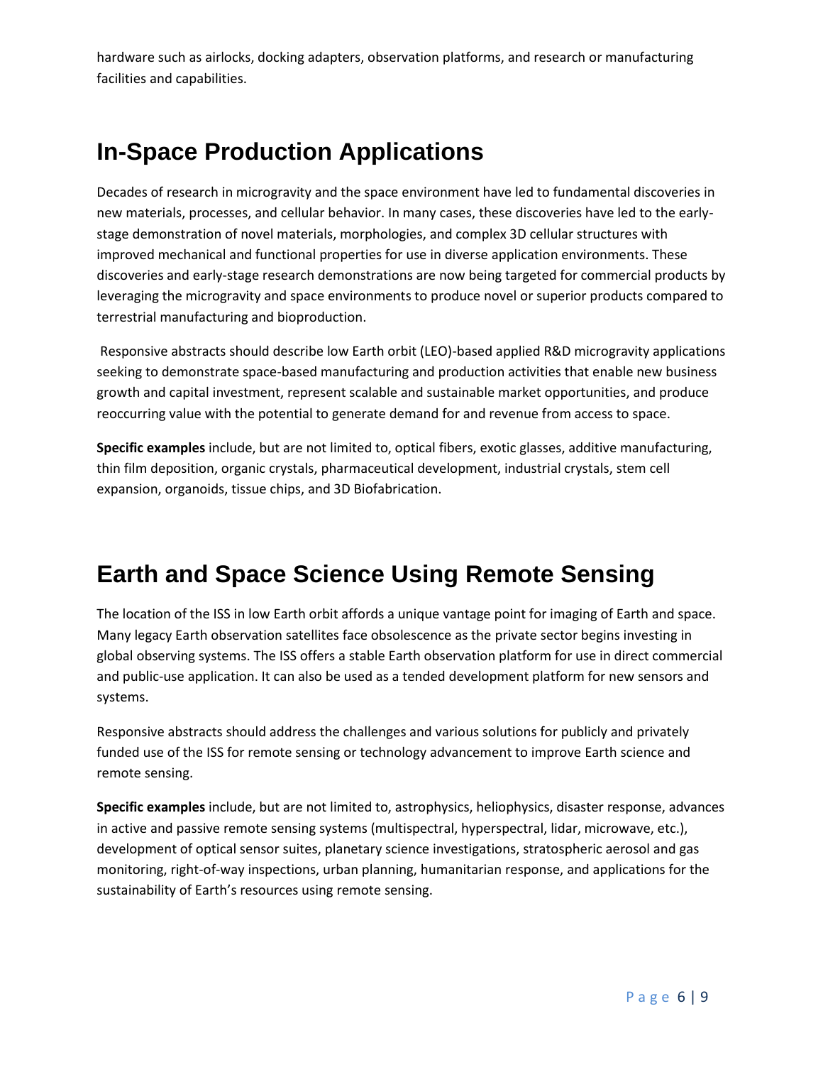hardware such as airlocks, docking adapters, observation platforms, and research or manufacturing facilities and capabilities.

## In-Space Production Applications

Decades of research in microgravity and the space environment have led to fundamental discoveries in new materials, processes, and cellular behavior. In many cases, these discoveries have led to the early-stage demonstration of novel materials, morphologies, and complex 3D cellular structures with improved mechanical and functional properties for use in diverse application environments. These discoveries and early-stage research demonstrations are now being targeted for commercial products by leveraging the microgravity and space environments to produce novel or superior products compared to terrestrial manufacturing and bioproduction.

Responsive abstracts should describe low Earth orbit (LEO)-based applied R&D microgravity applications seeking to demonstrate space-based manufacturing and production activities that enable new business growth and capital investment, represent scalable and sustainable market opportunities, and produce reoccurring value with the potential to generate demand for and revenue from access to space.

**Specific examples** include, but are not limited to, optical fibers, exotic glasses, additive manufacturing, thin film deposition, organic crystals, pharmaceutical development, industrial crystals, stem cell expansion, organoids, tissue chips, and 3D Biofabrication.

## Earth and Space Science Using Remote Sensing

The location of the ISS in low Earth orbit affords a unique vantage point for imaging of Earth and space. Many legacy Earth observation satellites face obsolescence as the private sector begins investing in global observing systems. The ISS offers a stable Earth observation platform for use in direct commercial and public-use application. It can also be used as a tended development platform for new sensors and systems.

Responsive abstracts should address the challenges and various solutions for publicly and privately funded use of the ISS for remote sensing or technology advancement to improve Earth science and remote sensing.

**Specific examples** include, but are not limited to, astrophysics, heliophysics, disaster response, advances in active and passive remote sensing systems (multispectral, hyperspectral, lidar, microwave, etc.), development of optical sensor suites, planetary science investigations, stratospheric aerosol and gas monitoring, right-of-way inspections, urban planning, humanitarian response, and applications for the sustainability of Earth's resources using remote sensing.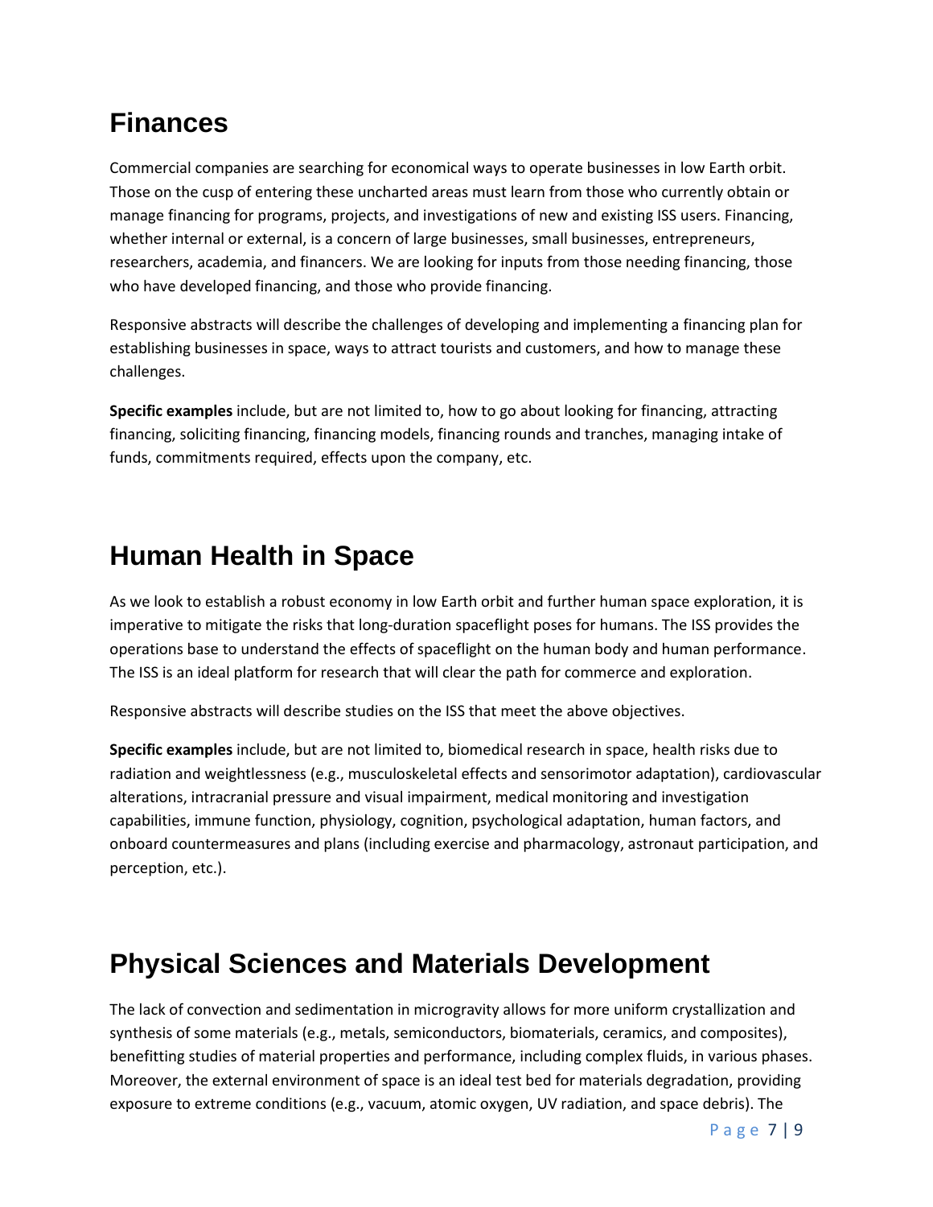## Finances

Commercial companies are searching for economical ways to operate businesses in low Earth orbit. Those on the cusp of entering these uncharted areas must learn from those who currently obtain or manage financing for programs, projects, and investigations of new and existing ISS users. Financing, whether internal or external, is a concern of large businesses, small businesses, entrepreneurs, researchers, academia, and financers. We are looking for inputs from those needing financing, those who have developed financing, and those who provide financing.

Responsive abstracts will describe the challenges of developing and implementing a financing plan for establishing businesses in space, ways to attract tourists and customers, and how to manage these challenges.

**Specific examples** include, but are not limited to, how to go about looking for financing, attracting financing, soliciting financing, financing models, financing rounds and tranches, managing intake of funds, commitments required, effects upon the company, etc.

## Human Health in Space

As we look to establish a robust economy in low Earth orbit and further human space exploration, it is imperative to mitigate the risks that long-duration spaceflight poses for humans. The ISS provides the operations base to understand the effects of spaceflight on the human body and human performance. The ISS is an ideal platform for research that will clear the path for commerce and exploration.

Responsive abstracts will describe studies on the ISS that meet the above objectives.

**Specific examples** include, but are not limited to, biomedical research in space, health risks due to radiation and weightlessness (e.g., musculoskeletal effects and sensorimotor adaptation), cardiovascular alterations, intracranial pressure and visual impairment, medical monitoring and investigation capabilities, immune function, physiology, cognition, psychological adaptation, human factors, and onboard countermeasures and plans (including exercise and pharmacology, astronaut participation, and perception, etc.).

## Physical Sciences and Materials Development

The lack of convection and sedimentation in microgravity allows for more uniform crystallization and synthesis of some materials (e.g., metals, semiconductors, biomaterials, ceramics, and composites), benefitting studies of material properties and performance, including complex fluids, in various phases. Moreover, the external environment of space is an ideal test bed for materials degradation, providing exposure to extreme conditions (e.g., vacuum, atomic oxygen, UV radiation, and space debris). The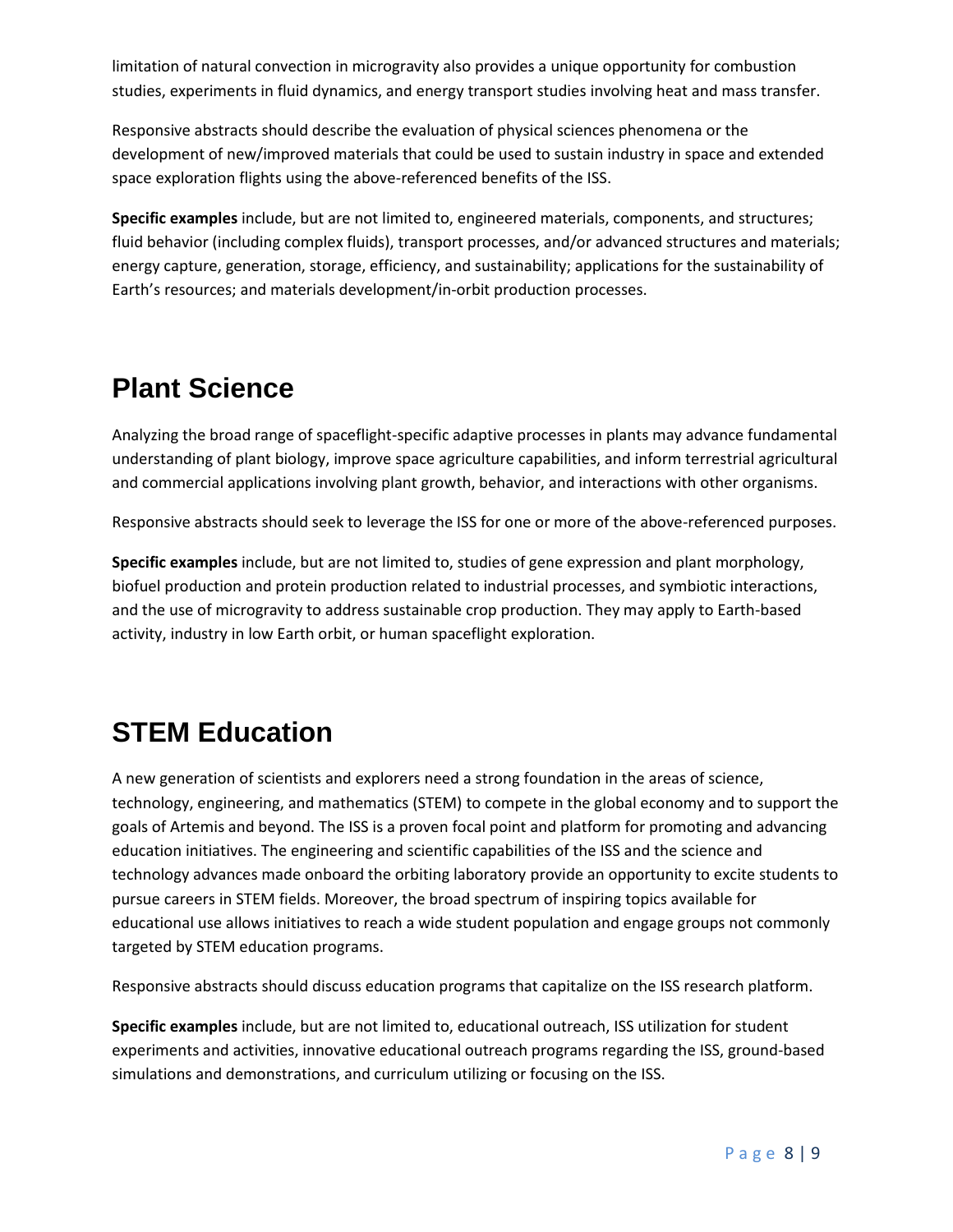limitation of natural convection in microgravity also provides a unique opportunity for combustion studies, experiments in fluid dynamics, and energy transport studies involving heat and mass transfer.

Responsive abstracts should describe the evaluation of physical sciences phenomena or the development of new/improved materials that could be used to sustain industry in space and extended space exploration flights using the above-referenced benefits of the ISS.

**Specific examples** include, but are not limited to, engineered materials, components, and structures; fluid behavior (including complex fluids), transport processes, and/or advanced structures and materials; energy capture, generation, storage, efficiency, and sustainability; applications for the sustainability of Earth's resources; and materials development/in-orbit production processes.

# Plant Science

Analyzing the broad range of spaceflight-specific adaptive processes in plants may advance fundamental understanding of plant biology, improve space agriculture capabilities, and inform terrestrial agricultural and commercial applications involving plant growth, behavior, and interactions with other organisms.

Responsive abstracts should seek to leverage the ISS for one or more of the above-referenced purposes.

**Specific examples** include, but are not limited to, studies of gene expression and plant morphology, biofuel production and protein production related to industrial processes, and symbiotic interactions, and the use of microgravity to address sustainable crop production. They may apply to Earth-based activity, industry in low Earth orbit, or human spaceflight exploration.

# STEM Education

A new generation of scientists and explorers need a strong foundation in the areas of science, technology, engineering, and mathematics (STEM) to compete in the global economy and to support the goals of Artemis and beyond. The ISS is a proven focal point and platform for promoting and advancing education initiatives. The engineering and scientific capabilities of the ISS and the science and technology advances made onboard the orbiting laboratory provide an opportunity to excite students to pursue careers in STEM fields. Moreover, the broad spectrum of inspiring topics available for educational use allows initiatives to reach a wide student population and engage groups not commonly targeted by STEM education programs.

Responsive abstracts should discuss education programs that capitalize on the ISS research platform.

**Specific examples** include, but are not limited to, educational outreach, ISS utilization for student experiments and activities, innovative educational outreach programs regarding the ISS, ground-based simulations and demonstrations, and curriculum utilizing or focusing on the ISS.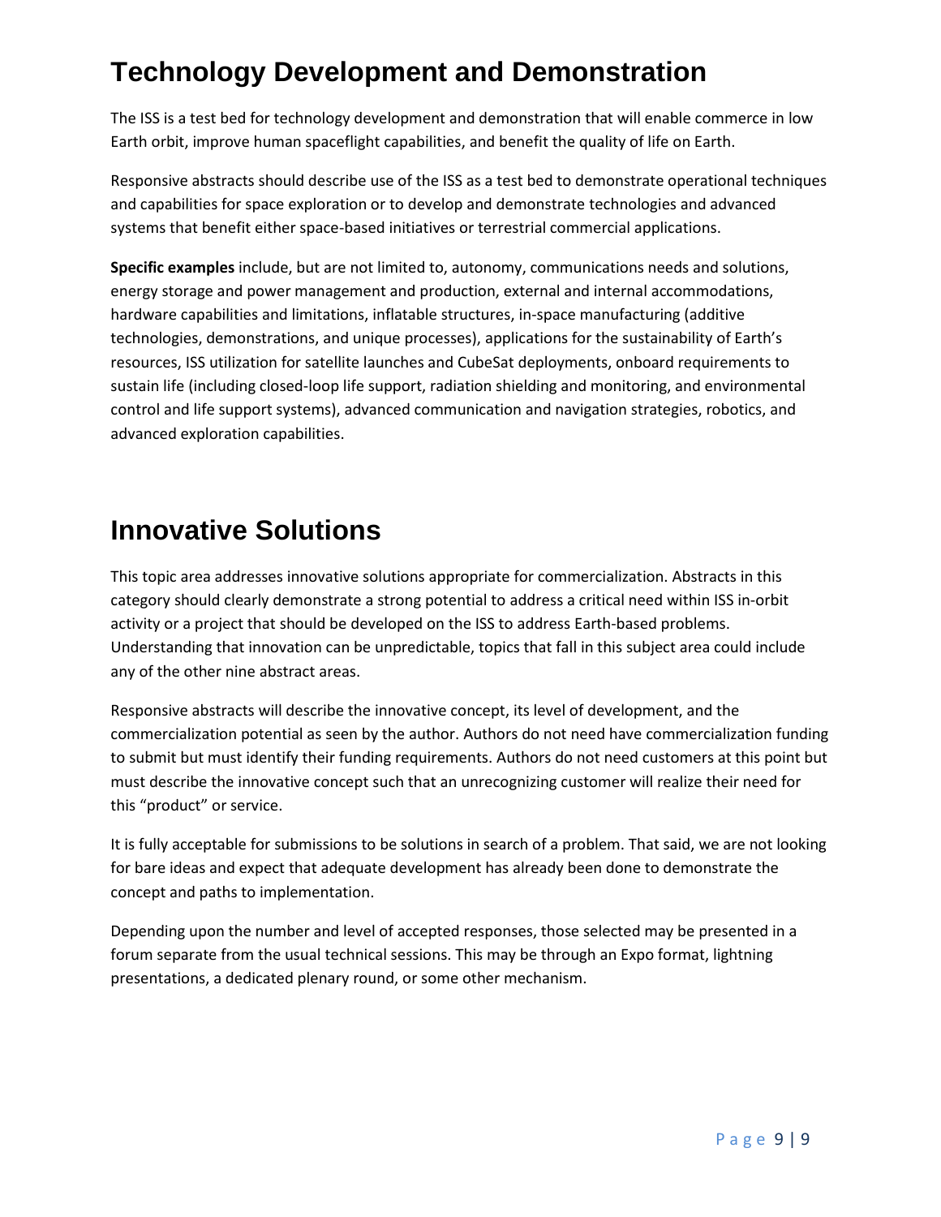# Technology Development and Demonstration

The ISS is a test bed for technology development and demonstration that will enable commerce in low Earth orbit, improve human spaceflight capabilities, and benefit the quality of life on Earth.

Responsive abstracts should describe use of the ISS as a test bed to demonstrate operational techniques and capabilities for space exploration or to develop and demonstrate technologies and advanced systems that benefit either space-based initiatives or terrestrial commercial applications.

**Specific examples** include, but are not limited to, autonomy, communications needs and solutions, energy storage and power management and production, external and internal accommodations, hardware capabilities and limitations, inflatable structures, in-space manufacturing (additive technologies, demonstrations, and unique processes), applications for the sustainability of Earth's resources, ISS utilization for satellite launches and CubeSat deployments, onboard requirements to sustain life (including closed-loop life support, radiation shielding and monitoring, and environmental control and life support systems), advanced communication and navigation strategies, robotics, and advanced exploration capabilities.

# Innovative Solutions

This topic area addresses innovative solutions appropriate for commercialization. Abstracts in this category should clearly demonstrate a strong potential to address a critical need within ISS in-orbit activity or a project that should be developed on the ISS to address Earth-based problems. Understanding that innovation can be unpredictable, topics that fall in this subject area could include any of the other nine abstract areas.

Responsive abstracts will describe the innovative concept, its level of development, and the commercialization potential as seen by the author. Authors do not need have commercialization funding to submit but must identify their funding requirements. Authors do not need customers at this point but must describe the innovative concept such that an unrecognizing customer will realize their need for this "product" or service.

It is fully acceptable for submissions to be solutions in search of a problem. That said, we are not looking for bare ideas and expect that adequate development has already been done to demonstrate the concept and paths to implementation.

Depending upon the number and level of accepted responses, those selected may be presented in a forum separate from the usual technical sessions. This may be through an Expo format, lightning presentations, a dedicated plenary round, or some other mechanism.